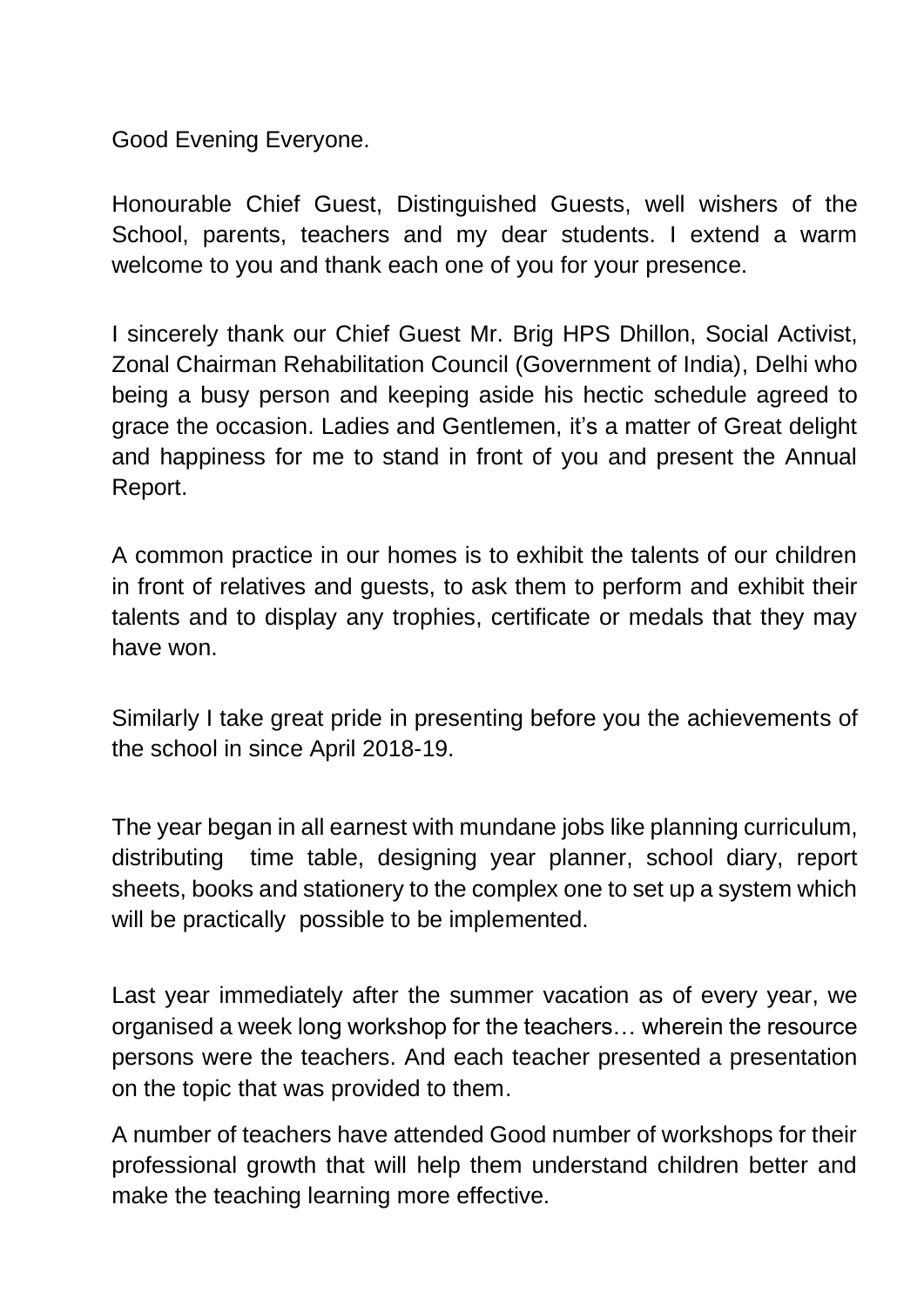Good Evening Everyone.

Honourable Chief Guest, Distinguished Guests, well wishers of the School, parents, teachers and my dear students. I extend a warm welcome to you and thank each one of you for your presence.

I sincerely thank our Chief Guest Mr. Brig HPS Dhillon, Social Activist, Zonal Chairman Rehabilitation Council (Government of India), Delhi who being a busy person and keeping aside his hectic schedule agreed to grace the occasion. Ladies and Gentlemen, it's a matter of Great delight and happiness for me to stand in front of you and present the Annual Report.

A common practice in our homes is to exhibit the talents of our children in front of relatives and guests, to ask them to perform and exhibit their talents and to display any trophies, certificate or medals that they may have won.

Similarly I take great pride in presenting before you the achievements of the school in since April 2018-19.

The year began in all earnest with mundane jobs like planning curriculum, distributing time table, designing year planner, school diary, report sheets, books and stationery to the complex one to set up a system which will be practically possible to be implemented.

Last year immediately after the summer vacation as of every year, we organised a week long workshop for the teachers… wherein the resource persons were the teachers. And each teacher presented a presentation on the topic that was provided to them.

A number of teachers have attended Good number of workshops for their professional growth that will help them understand children better and make the teaching learning more effective.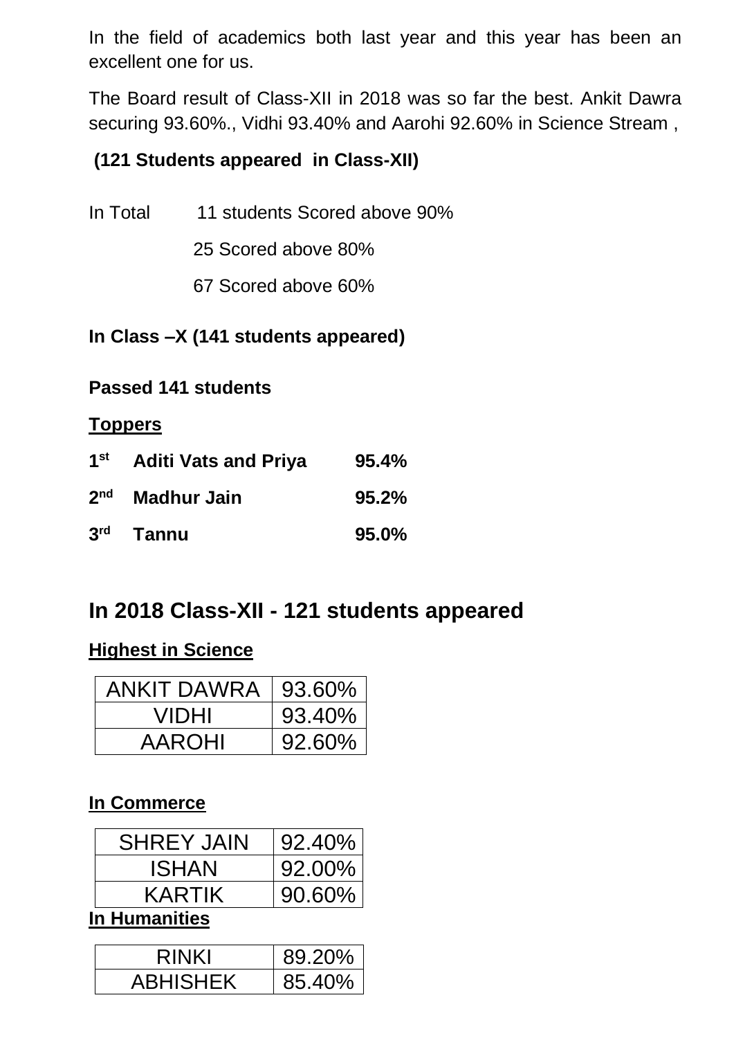In the field of academics both last year and this year has been an excellent one for us.

The Board result of Class-XII in 2018 was so far the best. Ankit Dawra securing 93.60%., Vidhi 93.40% and Aarohi 92.60% in Science Stream ,

**(121 Students appeared in Class-XII)**

In Total 11 students Scored above 90%

25 Scored above 80%

67 Scored above 60%

**In Class –X (141 students appeared)**

**Passed 141 students**

**Toppers**

| | | |
|---|---|---|
| **1st** | **Aditi Vats and Priya** | **95.4%** |
| **2nd** | **Madhur Jain** | **95.2%** |
| **3rd** | **Tannu** | **95.0%** |

## In 2018 Class-XII - 121 students appeared

**Highest in Science**

| | |
|---|---|
| ANKIT DAWRA | 93.60% |
| VIDHI | 93.40% |
| AAROHI | 92.60% |

**In Commerce**

| | |
|---|---|
| SHREY JAIN | 92.40% |
| ISHAN | 92.00% |
| KARTIK | 90.60% |

**In Humanities**

| | |
|---|---|
| RINKI | 89.20% |
| ABHISHEK | 85.40% |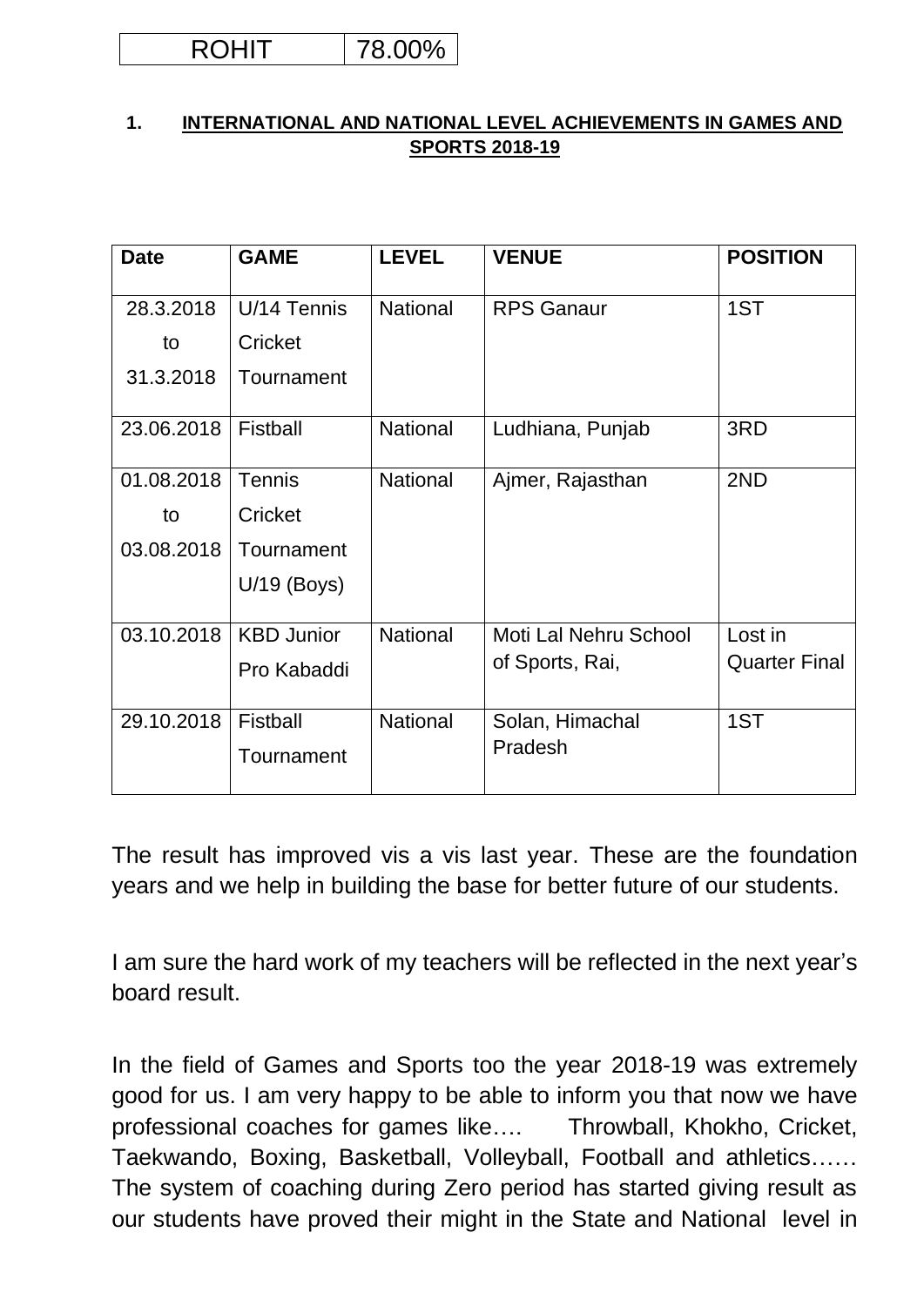| ROHIT | 78.00% |
|---|---|

**1. INTERNATIONAL AND NATIONAL LEVEL ACHIEVEMENTS IN GAMES AND SPORTS 2018-19**

| Date | GAME | LEVEL | VENUE | POSITION |
|---|---|---|---|---|
| 28.3.2018 to 31.3.2018 | U/14 Tennis Cricket Tournament | National | RPS Ganaur | 1ST |
| 23.06.2018 | Fistball | National | Ludhiana, Punjab | 3RD |
| 01.08.2018 to 03.08.2018 | Tennis Cricket Tournament U/19 (Boys) | National | Ajmer, Rajasthan | 2ND |
| 03.10.2018 | KBD Junior Pro Kabaddi | National | Moti Lal Nehru School of Sports, Rai, | Lost in Quarter Final |
| 29.10.2018 | Fistball Tournament | National | Solan, Himachal Pradesh | 1ST |

The result has improved vis a vis last year. These are the foundation years and we help in building the base for better future of our students.

I am sure the hard work of my teachers will be reflected in the next year's board result.

In the field of Games and Sports too the year 2018-19 was extremely good for us. I am very happy to be able to inform you that now we have professional coaches for games like…. Throwball, Khokho, Cricket, Taekwando, Boxing, Basketball, Volleyball, Football and athletics…… The system of coaching during Zero period has started giving result as our students have proved their might in the State and National level in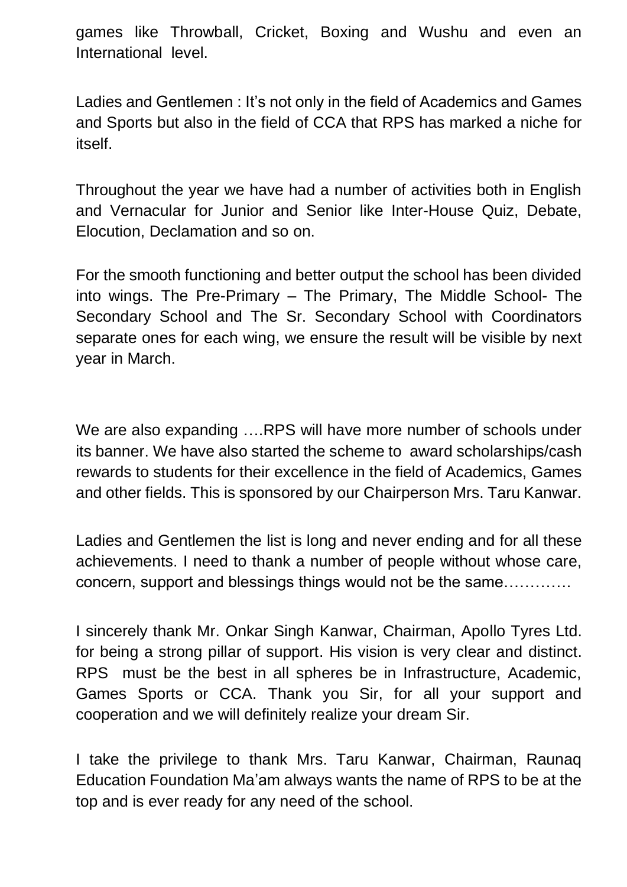games like Throwball, Cricket, Boxing and Wushu and even an International level.

Ladies and Gentlemen : It's not only in the field of Academics and Games and Sports but also in the field of CCA that RPS has marked a niche for itself.

Throughout the year we have had a number of activities both in English and Vernacular for Junior and Senior like Inter-House Quiz, Debate, Elocution, Declamation and so on.

For the smooth functioning and better output the school has been divided into wings. The Pre-Primary – The Primary, The Middle School- The Secondary School and The Sr. Secondary School with Coordinators separate ones for each wing, we ensure the result will be visible by next year in March.

We are also expanding ….RPS will have more number of schools under its banner. We have also started the scheme to award scholarships/cash rewards to students for their excellence in the field of Academics, Games and other fields. This is sponsored by our Chairperson Mrs. Taru Kanwar.

Ladies and Gentlemen the list is long and never ending and for all these achievements. I need to thank a number of people without whose care, concern, support and blessings things would not be the same………….

I sincerely thank Mr. Onkar Singh Kanwar, Chairman, Apollo Tyres Ltd. for being a strong pillar of support. His vision is very clear and distinct. RPS must be the best in all spheres be in Infrastructure, Academic, Games Sports or CCA. Thank you Sir, for all your support and cooperation and we will definitely realize your dream Sir.

I take the privilege to thank Mrs. Taru Kanwar, Chairman, Raunaq Education Foundation Ma'am always wants the name of RPS to be at the top and is ever ready for any need of the school.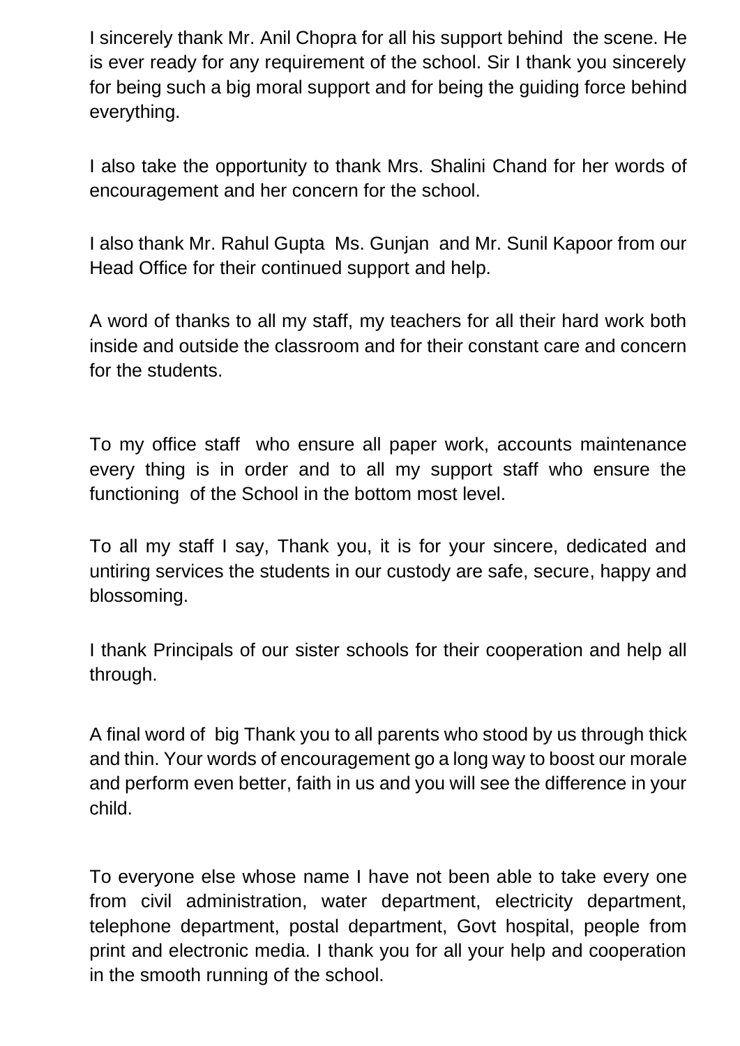I sincerely thank Mr. Anil Chopra for all his support behind the scene. He is ever ready for any requirement of the school. Sir I thank you sincerely for being such a big moral support and for being the guiding force behind everything.

I also take the opportunity to thank Mrs. Shalini Chand for her words of encouragement and her concern for the school.

I also thank Mr. Rahul Gupta Ms. Gunjan and Mr. Sunil Kapoor from our Head Office for their continued support and help.

A word of thanks to all my staff, my teachers for all their hard work both inside and outside the classroom and for their constant care and concern for the students.

To my office staff who ensure all paper work, accounts maintenance every thing is in order and to all my support staff who ensure the functioning of the School in the bottom most level.

To all my staff I say, Thank you, it is for your sincere, dedicated and untiring services the students in our custody are safe, secure, happy and blossoming.

I thank Principals of our sister schools for their cooperation and help all through.

A final word of big Thank you to all parents who stood by us through thick and thin. Your words of encouragement go a long way to boost our morale and perform even better, faith in us and you will see the difference in your child.

To everyone else whose name I have not been able to take every one from civil administration, water department, electricity department, telephone department, postal department, Govt hospital, people from print and electronic media. I thank you for all your help and cooperation in the smooth running of the school.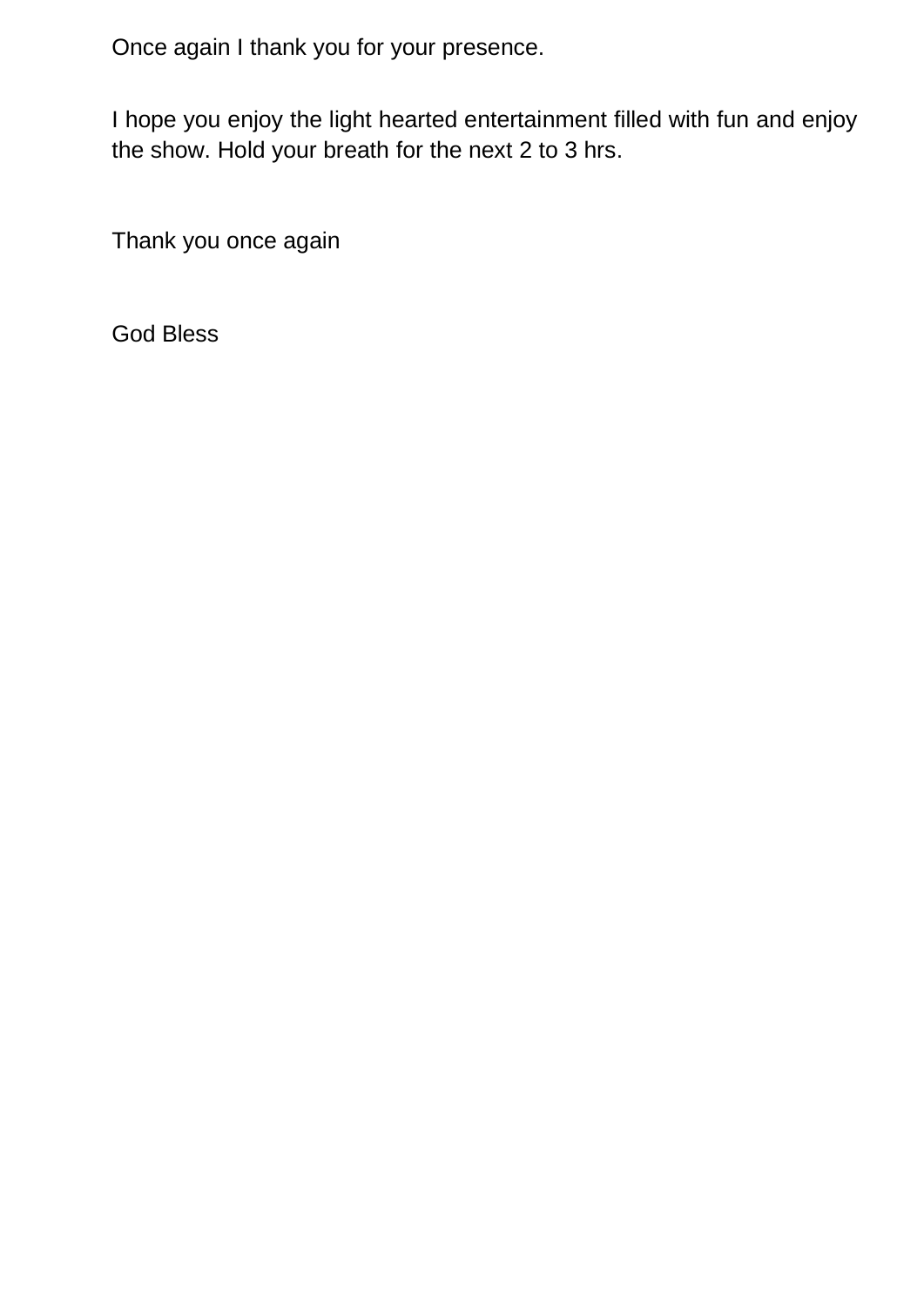Once again I thank you for your presence.

I hope you enjoy the light hearted entertainment filled with fun and enjoy the show. Hold your breath for the next 2 to 3 hrs.

Thank you once again

God Bless